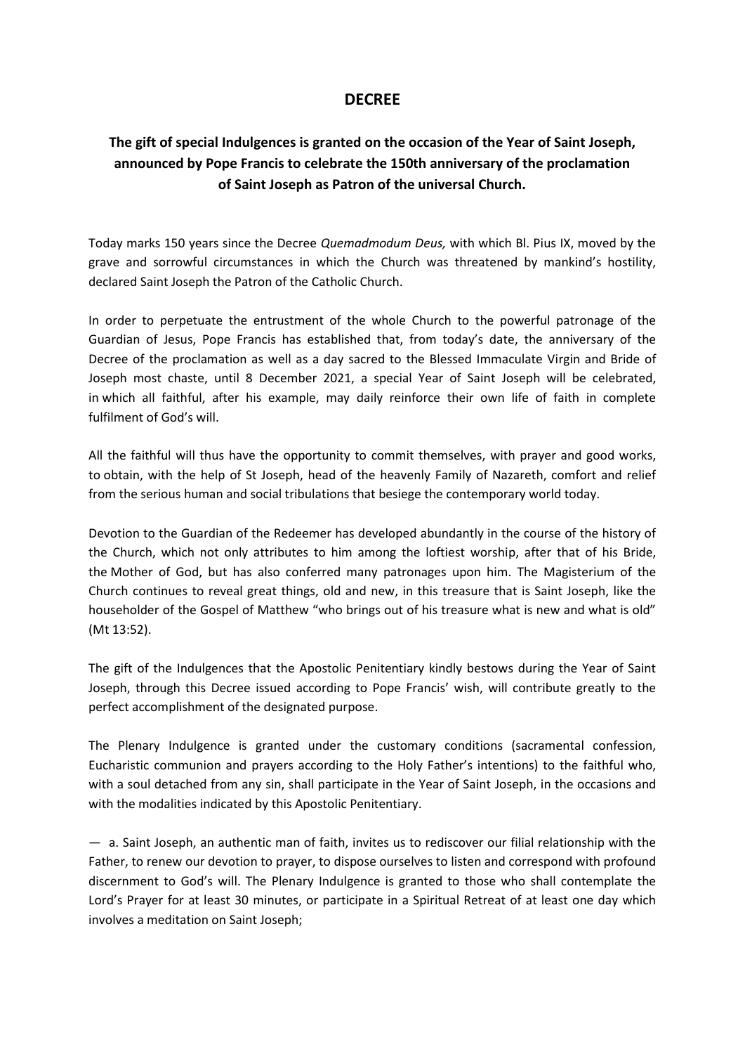# DECREE

## The gift of special Indulgences is granted on the occasion of the Year of Saint Joseph, announced by Pope Francis to celebrate the 150th anniversary of the proclamation of Saint Joseph as Patron of the universal Church.

Today marks 150 years since the Decree *Quemadmodum Deus,* with which Bl. Pius IX, moved by the grave and sorrowful circumstances in which the Church was threatened by mankind's hostility, declared Saint Joseph the Patron of the Catholic Church.

In order to perpetuate the entrustment of the whole Church to the powerful patronage of the Guardian of Jesus, Pope Francis has established that, from today's date, the anniversary of the Decree of the proclamation as well as a day sacred to the Blessed Immaculate Virgin and Bride of Joseph most chaste, until 8 December 2021, a special Year of Saint Joseph will be celebrated, in which all faithful, after his example, may daily reinforce their own life of faith in complete fulfilment of God's will.

All the faithful will thus have the opportunity to commit themselves, with prayer and good works, to obtain, with the help of St Joseph, head of the heavenly Family of Nazareth, comfort and relief from the serious human and social tribulations that besiege the contemporary world today.

Devotion to the Guardian of the Redeemer has developed abundantly in the course of the history of the Church, which not only attributes to him among the loftiest worship, after that of his Bride, the Mother of God, but has also conferred many patronages upon him. The Magisterium of the Church continues to reveal great things, old and new, in this treasure that is Saint Joseph, like the householder of the Gospel of Matthew "who brings out of his treasure what is new and what is old" (Mt 13:52).

The gift of the Indulgences that the Apostolic Penitentiary kindly bestows during the Year of Saint Joseph, through this Decree issued according to Pope Francis' wish, will contribute greatly to the perfect accomplishment of the designated purpose.

The Plenary Indulgence is granted under the customary conditions (sacramental confession, Eucharistic communion and prayers according to the Holy Father's intentions) to the faithful who, with a soul detached from any sin, shall participate in the Year of Saint Joseph, in the occasions and with the modalities indicated by this Apostolic Penitentiary.

— a. Saint Joseph, an authentic man of faith, invites us to rediscover our filial relationship with the Father, to renew our devotion to prayer, to dispose ourselves to listen and correspond with profound discernment to God's will. The Plenary Indulgence is granted to those who shall contemplate the Lord's Prayer for at least 30 minutes, or participate in a Spiritual Retreat of at least one day which involves a meditation on Saint Joseph;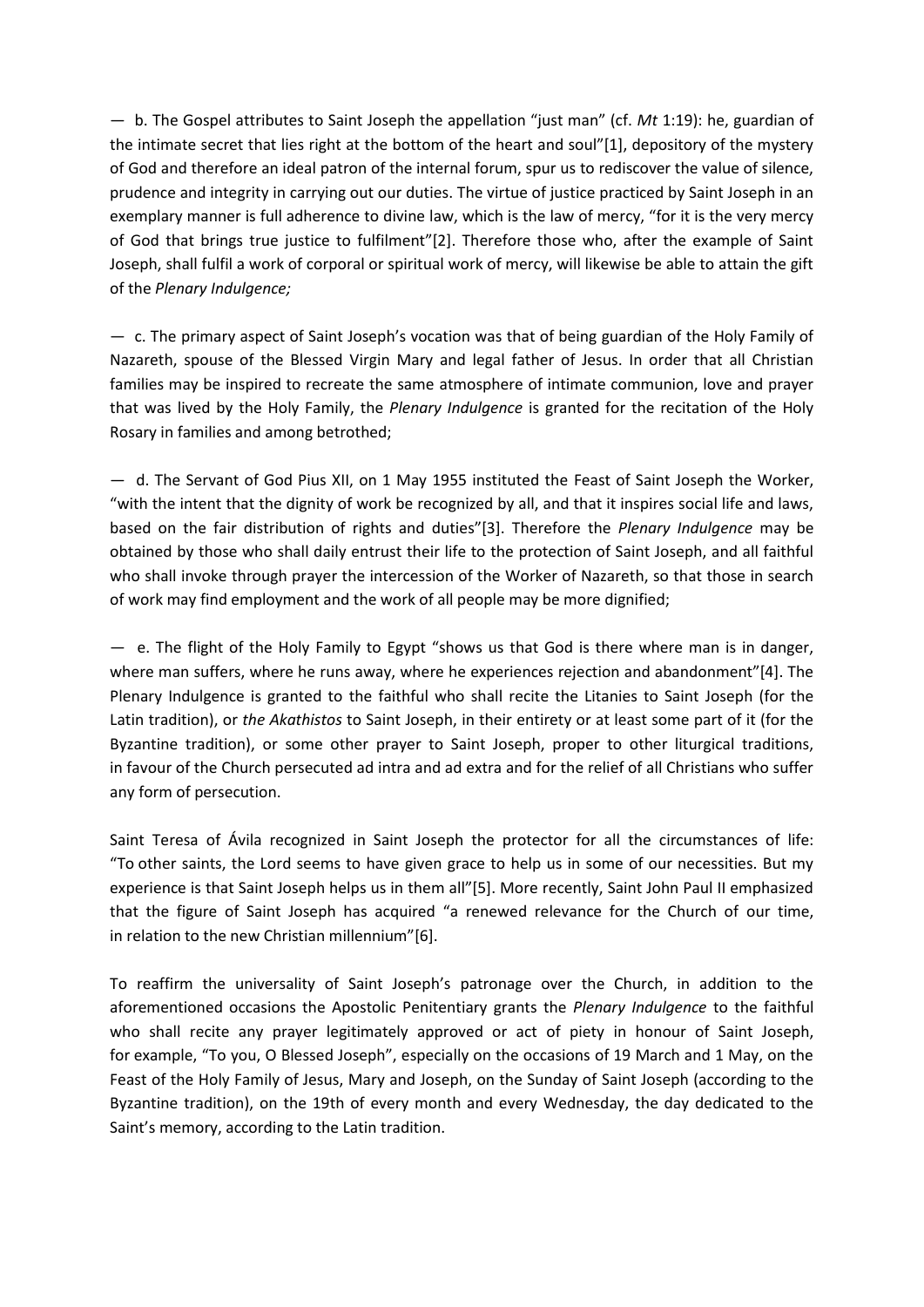— b. The Gospel attributes to Saint Joseph the appellation "just man" (cf. *Mt* 1:19): he, guardian of the intimate secret that lies right at the bottom of the heart and soul"[1], depository of the mystery of God and therefore an ideal patron of the internal forum, spur us to rediscover the value of silence, prudence and integrity in carrying out our duties. The virtue of justice practiced by Saint Joseph in an exemplary manner is full adherence to divine law, which is the law of mercy, "for it is the very mercy of God that brings true justice to fulfilment"[2]. Therefore those who, after the example of Saint Joseph, shall fulfil a work of corporal or spiritual work of mercy, will likewise be able to attain the gift of the *Plenary Indulgence;*

— c. The primary aspect of Saint Joseph's vocation was that of being guardian of the Holy Family of Nazareth, spouse of the Blessed Virgin Mary and legal father of Jesus. In order that all Christian families may be inspired to recreate the same atmosphere of intimate communion, love and prayer that was lived by the Holy Family, the *Plenary Indulgence* is granted for the recitation of the Holy Rosary in families and among betrothed;

— d. The Servant of God Pius XII, on 1 May 1955 instituted the Feast of Saint Joseph the Worker, "with the intent that the dignity of work be recognized by all, and that it inspires social life and laws, based on the fair distribution of rights and duties"[3]. Therefore the *Plenary Indulgence* may be obtained by those who shall daily entrust their life to the protection of Saint Joseph, and all faithful who shall invoke through prayer the intercession of the Worker of Nazareth, so that those in search of work may find employment and the work of all people may be more dignified;

— e. The flight of the Holy Family to Egypt "shows us that God is there where man is in danger, where man suffers, where he runs away, where he experiences rejection and abandonment"[4]. The Plenary Indulgence is granted to the faithful who shall recite the Litanies to Saint Joseph (for the Latin tradition), or *the Akathistos* to Saint Joseph, in their entirety or at least some part of it (for the Byzantine tradition), or some other prayer to Saint Joseph, proper to other liturgical traditions, in favour of the Church persecuted ad intra and ad extra and for the relief of all Christians who suffer any form of persecution.

Saint Teresa of Ávila recognized in Saint Joseph the protector for all the circumstances of life: "To other saints, the Lord seems to have given grace to help us in some of our necessities. But my experience is that Saint Joseph helps us in them all"[5]. More recently, Saint John Paul II emphasized that the figure of Saint Joseph has acquired "a renewed relevance for the Church of our time, in relation to the new Christian millennium"[6].

To reaffirm the universality of Saint Joseph's patronage over the Church, in addition to the aforementioned occasions the Apostolic Penitentiary grants the *Plenary Indulgence* to the faithful who shall recite any prayer legitimately approved or act of piety in honour of Saint Joseph, for example, "To you, O Blessed Joseph", especially on the occasions of 19 March and 1 May, on the Feast of the Holy Family of Jesus, Mary and Joseph, on the Sunday of Saint Joseph (according to the Byzantine tradition), on the 19th of every month and every Wednesday, the day dedicated to the Saint's memory, according to the Latin tradition.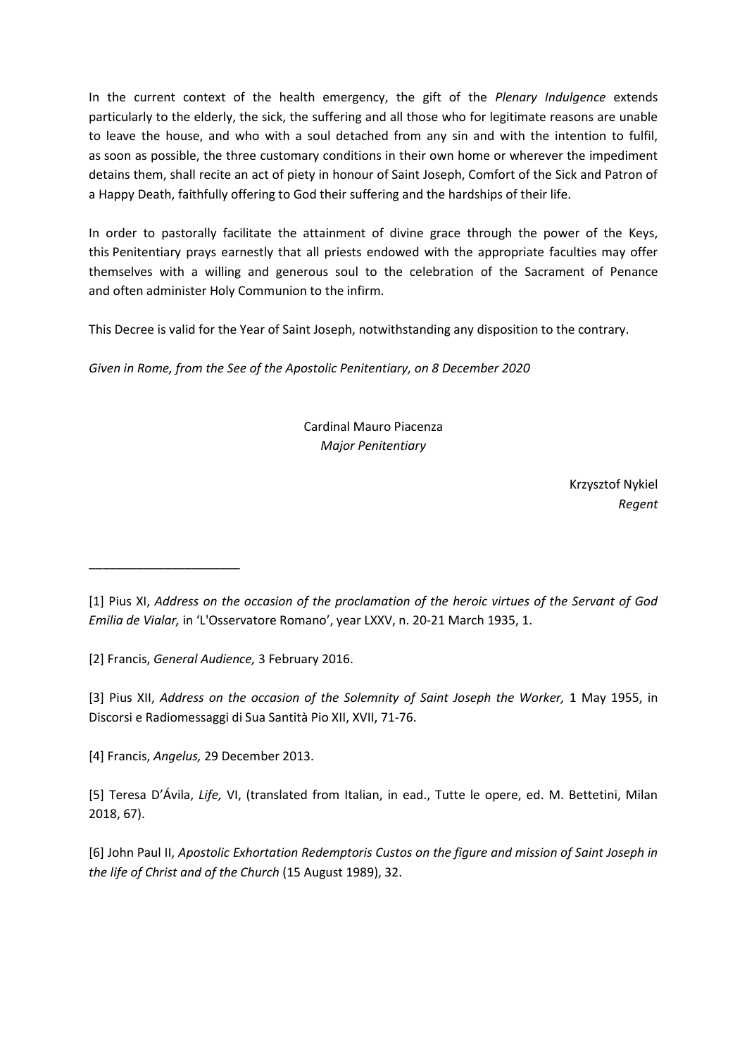In the current context of the health emergency, the gift of the *Plenary Indulgence* extends particularly to the elderly, the sick, the suffering and all those who for legitimate reasons are unable to leave the house, and who with a soul detached from any sin and with the intention to fulfil, as soon as possible, the three customary conditions in their own home or wherever the impediment detains them, shall recite an act of piety in honour of Saint Joseph, Comfort of the Sick and Patron of a Happy Death, faithfully offering to God their suffering and the hardships of their life.

In order to pastorally facilitate the attainment of divine grace through the power of the Keys, this Penitentiary prays earnestly that all priests endowed with the appropriate faculties may offer themselves with a willing and generous soul to the celebration of the Sacrament of Penance and often administer Holy Communion to the infirm.

This Decree is valid for the Year of Saint Joseph, notwithstanding any disposition to the contrary.

*Given in Rome, from the See of the Apostolic Penitentiary, on 8 December 2020*

Cardinal Mauro Piacenza
*Major Penitentiary*

Krzysztof Nykiel
*Regent*

---

[1] Pius XI, *Address on the occasion of the proclamation of the heroic virtues of the Servant of God Emilia de Vialar,* in 'L'Osservatore Romano', year LXXV, n. 20-21 March 1935, 1.

[2] Francis, *General Audience,* 3 February 2016.

[3] Pius XII, *Address on the occasion of the Solemnity of Saint Joseph the Worker,* 1 May 1955, in Discorsi e Radiomessaggi di Sua Santità Pio XII, XVII, 71-76.

[4] Francis, *Angelus,* 29 December 2013.

[5] Teresa D'Ávila, *Life,* VI, (translated from Italian, in ead., Tutte le opere, ed. M. Bettetini, Milan 2018, 67).

[6] John Paul II, *Apostolic Exhortation Redemptoris Custos on the figure and mission of Saint Joseph in the life of Christ and of the Church* (15 August 1989), 32.